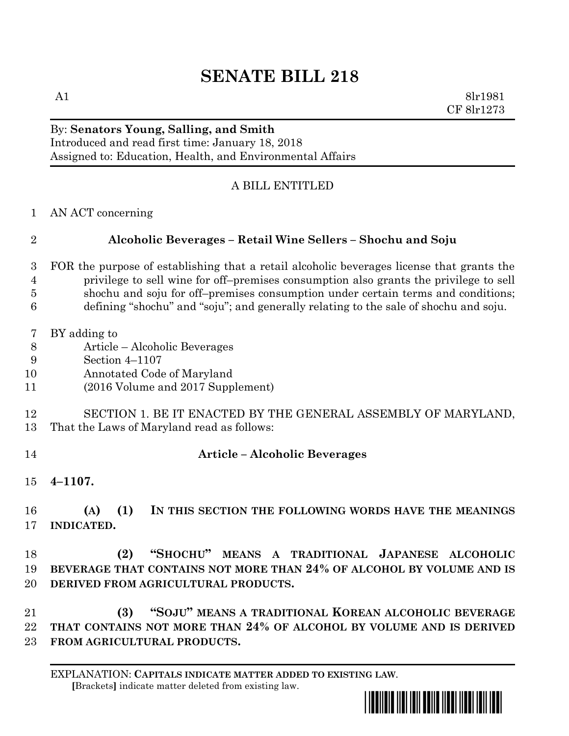# SENATE BILL 218

A1 8lr1981
CF 8lr1273

By: **Senators Young, Salling, and Smith**
Introduced and read first time: January 18, 2018
Assigned to: Education, Health, and Environmental Affairs

A BILL ENTITLED

AN ACT concerning

**Alcoholic Beverages – Retail Wine Sellers – Shochu and Soju**

FOR the purpose of establishing that a retail alcoholic beverages license that grants the privilege to sell wine for off–premises consumption also grants the privilege to sell shochu and soju for off–premises consumption under certain terms and conditions; defining "shochu" and "soju"; and generally relating to the sale of shochu and soju.

BY adding to
Article – Alcoholic Beverages
Section 4–1107
Annotated Code of Maryland
(2016 Volume and 2017 Supplement)

SECTION 1. BE IT ENACTED BY THE GENERAL ASSEMBLY OF MARYLAND, That the Laws of Maryland read as follows:

**Article – Alcoholic Beverages**

**4–1107.**

**(A) (1) IN THIS SECTION THE FOLLOWING WORDS HAVE THE MEANINGS INDICATED.**

**(2) "SHOCHU" MEANS A TRADITIONAL JAPANESE ALCOHOLIC BEVERAGE THAT CONTAINS NOT MORE THAN 24% OF ALCOHOL BY VOLUME AND IS DERIVED FROM AGRICULTURAL PRODUCTS.**

**(3) "SOJU" MEANS A TRADITIONAL KOREAN ALCOHOLIC BEVERAGE THAT CONTAINS NOT MORE THAN 24% OF ALCOHOL BY VOLUME AND IS DERIVED FROM AGRICULTURAL PRODUCTS.**

EXPLANATION: **CAPITALS INDICATE MATTER ADDED TO EXISTING LAW.**
**[**Brackets**]** indicate matter deleted from existing law.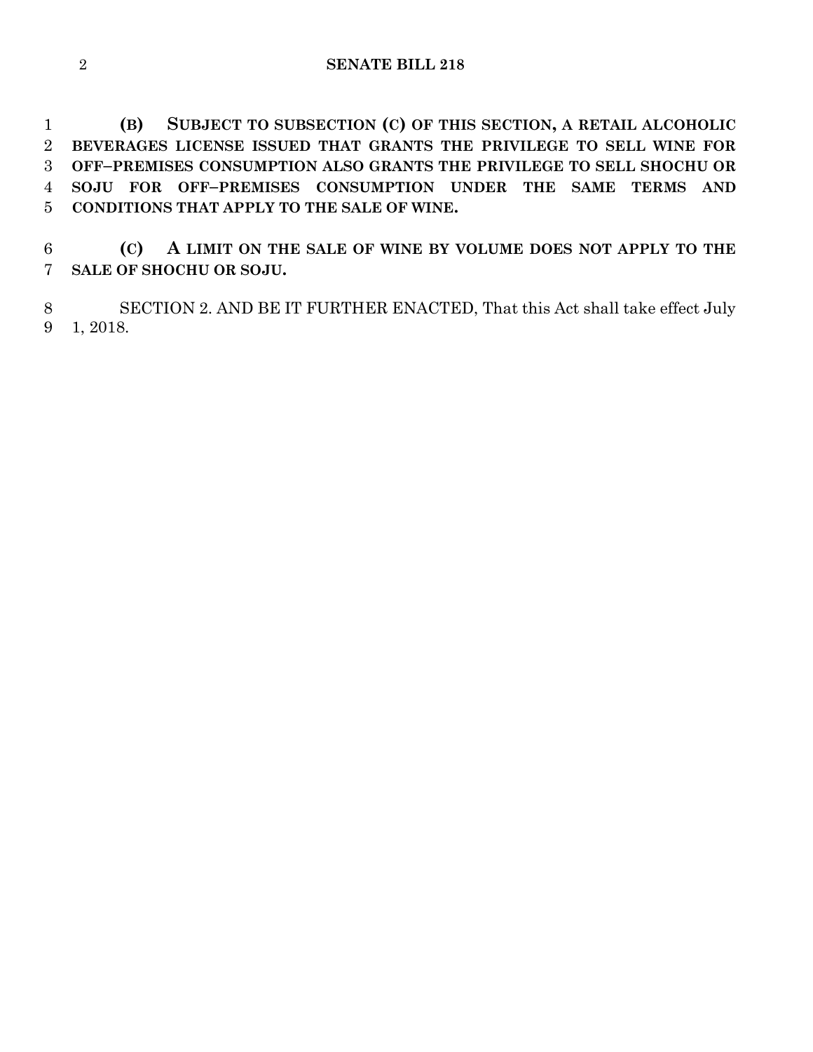**(B) SUBJECT TO SUBSECTION (C) OF THIS SECTION, A RETAIL ALCOHOLIC BEVERAGES LICENSE ISSUED THAT GRANTS THE PRIVILEGE TO SELL WINE FOR OFF–PREMISES CONSUMPTION ALSO GRANTS THE PRIVILEGE TO SELL SHOCHU OR SOJU FOR OFF–PREMISES CONSUMPTION UNDER THE SAME TERMS AND CONDITIONS THAT APPLY TO THE SALE OF WINE.**

**(C) A LIMIT ON THE SALE OF WINE BY VOLUME DOES NOT APPLY TO THE SALE OF SHOCHU OR SOJU.**

SECTION 2. AND BE IT FURTHER ENACTED, That this Act shall take effect July 1, 2018.